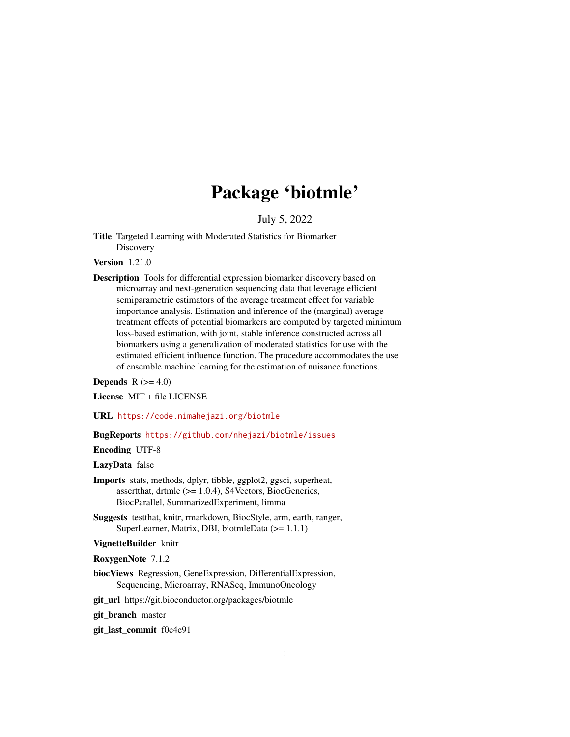# Package 'biotmle'

July 5, 2022

**Title** Targeted Learning with Moderated Statistics for Biomarker Discovery

**Version** 1.21.0

**Description** Tools for differential expression biomarker discovery based on microarray and next-generation sequencing data that leverage efficient semiparametric estimators of the average treatment effect for variable importance analysis. Estimation and inference of the (marginal) average treatment effects of potential biomarkers are computed by targeted minimum loss-based estimation, with joint, stable inference constructed across all biomarkers using a generalization of moderated statistics for use with the estimated efficient influence function. The procedure accommodates the use of ensemble machine learning for the estimation of nuisance functions.

**Depends** R (>= 4.0)

**License** MIT + file LICENSE

**URL** https://code.nimahejazi.org/biotmle

**BugReports** https://github.com/nhejazi/biotmle/issues

**Encoding** UTF-8

**LazyData** false

**Imports** stats, methods, dplyr, tibble, ggplot2, ggsci, superheat, assertthat, drtmle (>= 1.0.4), S4Vectors, BiocGenerics, BiocParallel, SummarizedExperiment, limma

**Suggests** testthat, knitr, rmarkdown, BiocStyle, arm, earth, ranger, SuperLearner, Matrix, DBI, biotmleData (>= 1.1.1)

**VignetteBuilder** knitr

**RoxygenNote** 7.1.2

**biocViews** Regression, GeneExpression, DifferentialExpression, Sequencing, Microarray, RNASeq, ImmunoOncology

**git_url** https://git.bioconductor.org/packages/biotmle

**git_branch** master

**git_last_commit** f0c4e91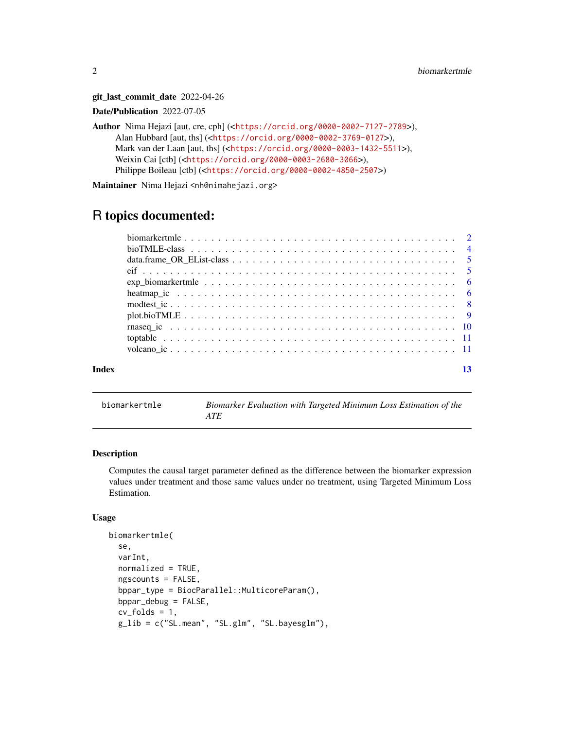**git_last_commit_date** 2022-04-26

**Date/Publication** 2022-07-05

**Author** Nima Hejazi [aut, cre, cph] (<https://orcid.org/0000-0002-7127-2789>),
Alan Hubbard [aut, ths] (<https://orcid.org/0000-0002-3769-0127>),
Mark van der Laan [aut, ths] (<https://orcid.org/0000-0003-1432-5511>),
Weixin Cai [ctb] (<https://orcid.org/0000-0003-2680-3066>),
Philippe Boileau [ctb] (<https://orcid.org/0000-0002-4850-2507>)

**Maintainer** Nima Hejazi <nh@nimahejazi.org>

# R topics documented:

- biomarkertmle . . . 2
- bioTMLE-class . . . 4
- data.frame_OR_EList-class . . . 5
- eif . . . 5
- exp_biomarkertmle . . . 6
- heatmap_ic . . . 6
- modtest_ic . . . 8
- plot.bioTMLE . . . 9
- rnaseq_ic . . . 10
- toptable . . . 11
- volcano_ic . . . 11

**Index** 13

---

`biomarkertmle` *Biomarker Evaluation with Targeted Minimum Loss Estimation of the ATE*

---

### Description

Computes the causal target parameter defined as the difference between the biomarker expression values under treatment and those same values under no treatment, using Targeted Minimum Loss Estimation.

### Usage

```
biomarkertmle(
  se,
  varInt,
  normalized = TRUE,
  ngscounts = FALSE,
  bppar_type = BiocParallel::MulticoreParam(),
  bppar_debug = FALSE,
  cv_folds = 1,
  g_lib = c("SL.mean", "SL.glm", "SL.bayesglm"),
```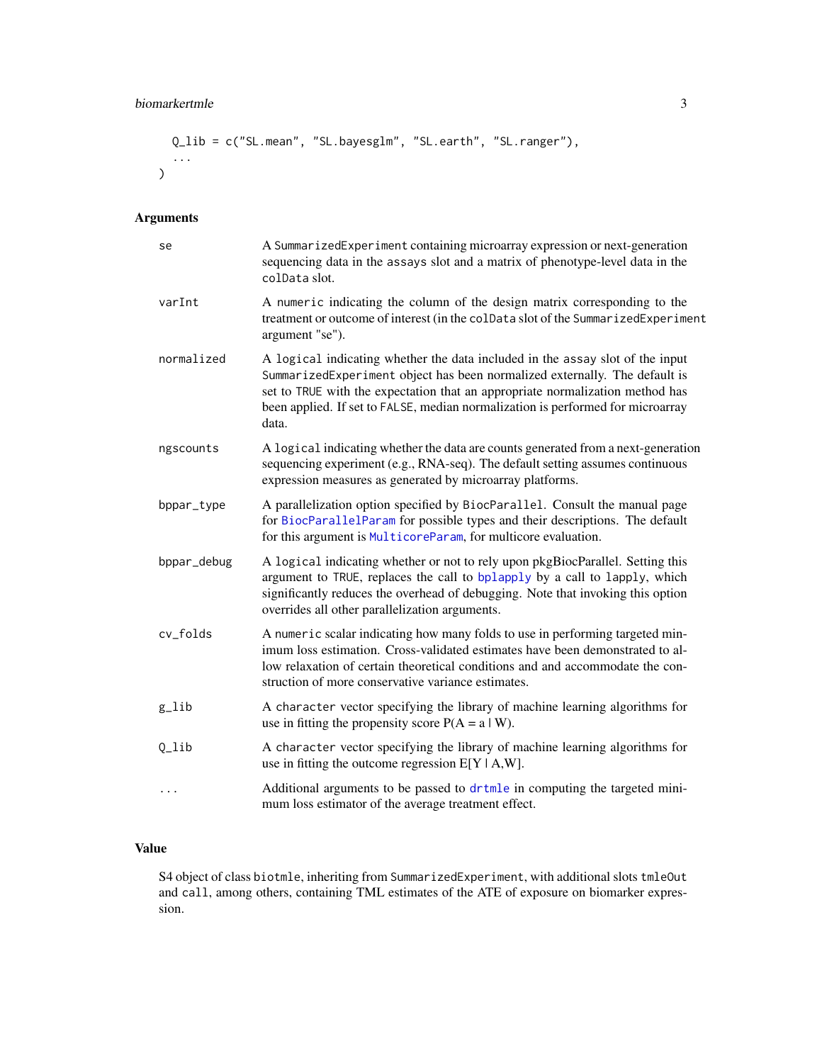```
  Q_lib = c("SL.mean", "SL.bayesglm", "SL.earth", "SL.ranger"),
  ...
)
```

## Arguments

| Argument | Description |
|---|---|
| `se` | A `SummarizedExperiment` containing microarray expression or next-generation sequencing data in the `assays` slot and a matrix of phenotype-level data in the `colData` slot. |
| `varInt` | A `numeric` indicating the column of the design matrix corresponding to the treatment or outcome of interest (in the `colData` slot of the `SummarizedExperiment` argument "se"). |
| `normalized` | A `logical` indicating whether the data included in the `assay` slot of the input `SummarizedExperiment` object has been normalized externally. The default is set to `TRUE` with the expectation that an appropriate normalization method has been applied. If set to `FALSE`, median normalization is performed for microarray data. |
| `ngscounts` | A `logical` indicating whether the data are counts generated from a next-generation sequencing experiment (e.g., RNA-seq). The default setting assumes continuous expression measures as generated by microarray platforms. |
| `bppar_type` | A parallelization option specified by `BiocParallel`. Consult the manual page for `BiocParallelParam` for possible types and their descriptions. The default for this argument is `MulticoreParam`, for multicore evaluation. |
| `bppar_debug` | A `logical` indicating whether or not to rely upon pkgBiocParallel. Setting this argument to `TRUE`, replaces the call to `bplapply` by a call to `lapply`, which significantly reduces the overhead of debugging. Note that invoking this option overrides all other parallelization arguments. |
| `cv_folds` | A `numeric` scalar indicating how many folds to use in performing targeted minimum loss estimation. Cross-validated estimates have been demonstrated to allow relaxation of certain theoretical conditions and and accommodate the construction of more conservative variance estimates. |
| `g_lib` | A `character` vector specifying the library of machine learning algorithms for use in fitting the propensity score $P(A = a \mid W)$. |
| `Q_lib` | A `character` vector specifying the library of machine learning algorithms for use in fitting the outcome regression $E[Y \mid A,W]$. |
| `...` | Additional arguments to be passed to `drtmle` in computing the targeted minimum loss estimator of the average treatment effect. |

## Value

S4 object of class `biotmle`, inheriting from `SummarizedExperiment`, with additional slots `tmleOut` and `call`, among others, containing TML estimates of the ATE of exposure on biomarker expression.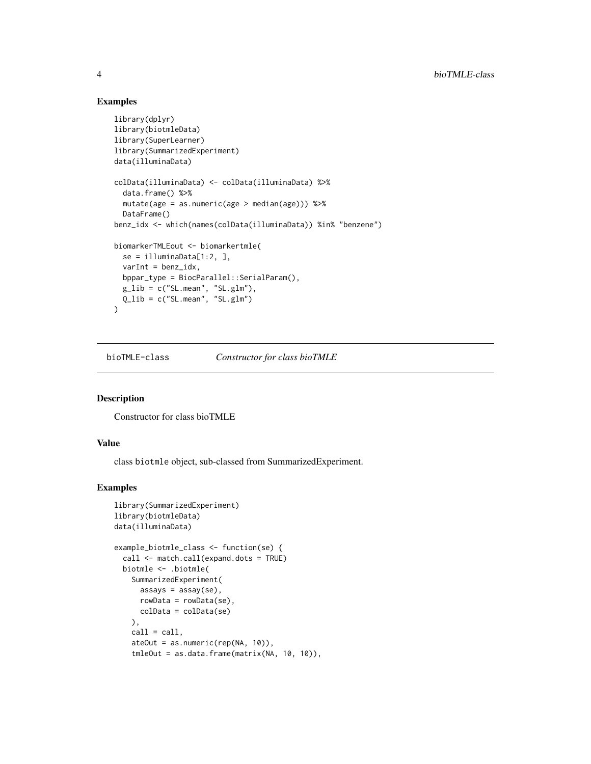### Examples

```
library(dplyr)
library(biotmleData)
library(SuperLearner)
library(SummarizedExperiment)
data(illuminaData)

colData(illuminaData) <- colData(illuminaData) %>%
  data.frame() %>%
  mutate(age = as.numeric(age > median(age))) %>%
  DataFrame()
benz_idx <- which(names(colData(illuminaData)) %in% "benzene")

biomarkerTMLEout <- biomarkertmle(
  se = illuminaData[1:2, ],
  varInt = benz_idx,
  bppar_type = BiocParallel::SerialParam(),
  g_lib = c("SL.mean", "SL.glm"),
  Q_lib = c("SL.mean", "SL.glm")
)
```

---

## bioTMLE-class *Constructor for class bioTMLE*

### Description

Constructor for class bioTMLE

### Value

class biotmle object, sub-classed from SummarizedExperiment.

### Examples

```
library(SummarizedExperiment)
library(biotmleData)
data(illuminaData)

example_biotmle_class <- function(se) {
  call <- match.call(expand.dots = TRUE)
  biotmle <- .biotmle(
    SummarizedExperiment(
      assays = assay(se),
      rowData = rowData(se),
      colData = colData(se)
    ),
    call = call,
    ateOut = as.numeric(rep(NA, 10)),
    tmleOut = as.data.frame(matrix(NA, 10, 10)),
```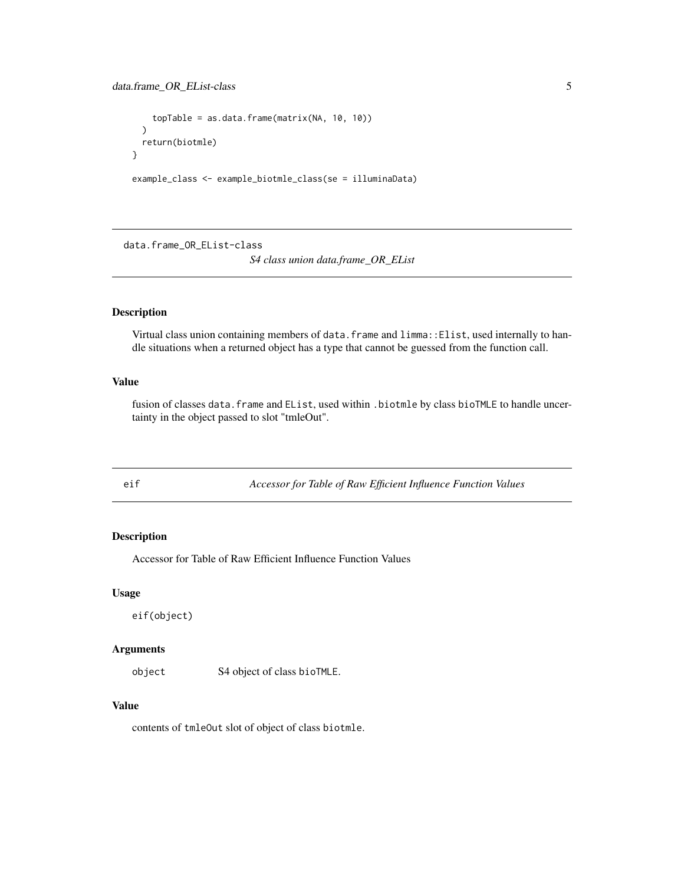```
    topTable = as.data.frame(matrix(NA, 10, 10))
  )
  return(biotmle)
}

example_class <- example_biotmle_class(se = illuminaData)
```

## data.frame_OR_EList-class

*S4 class union data.frame_OR_EList*

### Description

Virtual class union containing members of `data.frame` and `limma::Elist`, used internally to handle situations when a returned object has a type that cannot be guessed from the function call.

### Value

fusion of classes `data.frame` and `EList`, used within `.biotmle` by class `bioTMLE` to handle uncertainty in the object passed to slot "tmleOut".

## eif

*Accessor for Table of Raw Efficient Influence Function Values*

### Description

Accessor for Table of Raw Efficient Influence Function Values

### Usage

```
eif(object)
```

### Arguments

| | |
|---|---|
| `object` | S4 object of class `bioTMLE`. |

### Value

contents of `tmleOut` slot of object of class `biotmle`.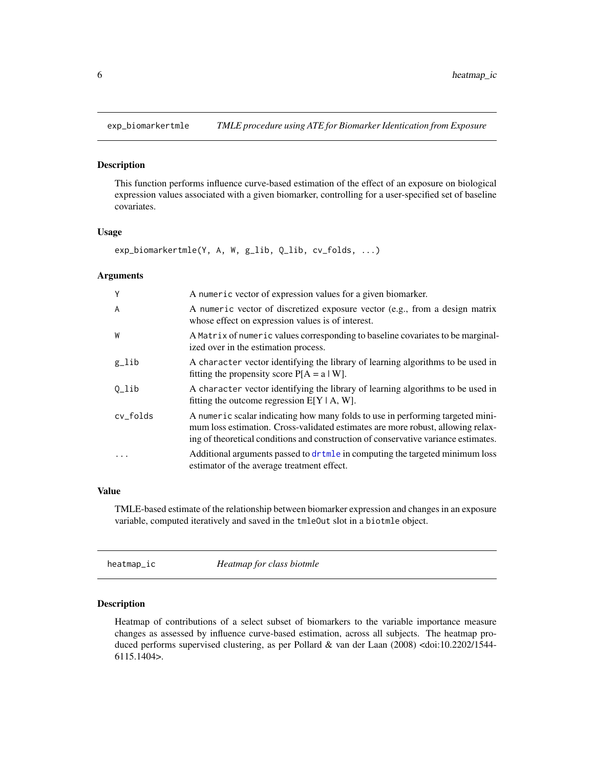## exp_biomarkertmle — *TMLE procedure using ATE for Biomarker Identication from Exposure*

### Description

This function performs influence curve-based estimation of the effect of an exposure on biological expression values associated with a given biomarker, controlling for a user-specified set of baseline covariates.

### Usage

```
exp_biomarkertmle(Y, A, W, g_lib, Q_lib, cv_folds, ...)
```

### Arguments

| | |
|---|---|
| Y | A numeric vector of expression values for a given biomarker. |
| A | A numeric vector of discretized exposure vector (e.g., from a design matrix whose effect on expression values is of interest. |
| W | A Matrix of numeric values corresponding to baseline covariates to be marginalized over in the estimation process. |
| g_lib | A character vector identifying the library of learning algorithms to be used in fitting the propensity score P[A = a \| W]. |
| Q_lib | A character vector identifying the library of learning algorithms to be used in fitting the outcome regression E[Y \| A, W]. |
| cv_folds | A numeric scalar indicating how many folds to use in performing targeted minimum loss estimation. Cross-validated estimates are more robust, allowing relaxing of theoretical conditions and construction of conservative variance estimates. |
| ... | Additional arguments passed to drtmle in computing the targeted minimum loss estimator of the average treatment effect. |

### Value

TMLE-based estimate of the relationship between biomarker expression and changes in an exposure variable, computed iteratively and saved in the tmleOut slot in a biotmle object.

## heatmap_ic — *Heatmap for class biotmle*

### Description

Heatmap of contributions of a select subset of biomarkers to the variable importance measure changes as assessed by influence curve-based estimation, across all subjects. The heatmap produced performs supervised clustering, as per Pollard & van der Laan (2008) <doi:10.2202/1544-6115.1404>.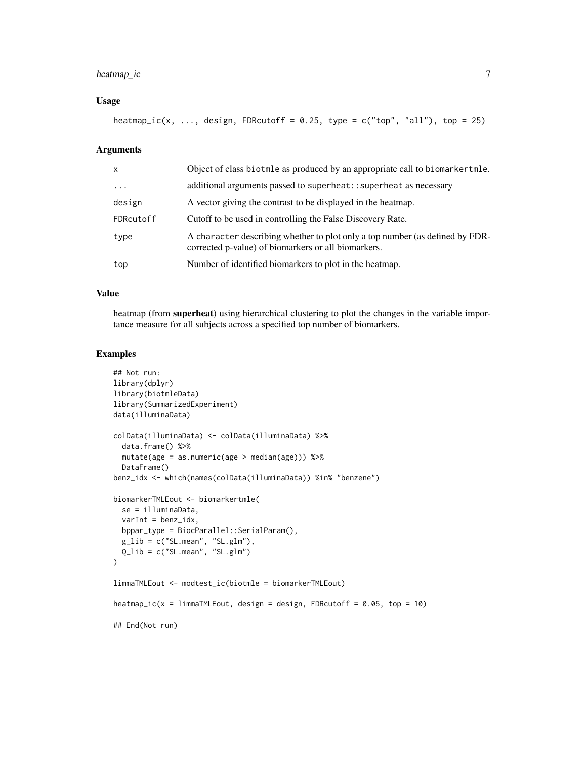### Usage

```
heatmap_ic(x, ..., design, FDRcutoff = 0.25, type = c("top", "all"), top = 25)
```

### Arguments

| | |
|---|---|
| x | Object of class biotmle as produced by an appropriate call to biomarkertmle. |
| ... | additional arguments passed to superheat::superheat as necessary |
| design | A vector giving the contrast to be displayed in the heatmap. |
| FDRcutoff | Cutoff to be used in controlling the False Discovery Rate. |
| type | A character describing whether to plot only a top number (as defined by FDR-corrected p-value) of biomarkers or all biomarkers. |
| top | Number of identified biomarkers to plot in the heatmap. |

### Value

heatmap (from **superheat**) using hierarchical clustering to plot the changes in the variable importance measure for all subjects across a specified top number of biomarkers.

### Examples

```
## Not run:
library(dplyr)
library(biotmleData)
library(SummarizedExperiment)
data(illuminaData)

colData(illuminaData) <- colData(illuminaData) %>%
  data.frame() %>%
  mutate(age = as.numeric(age > median(age))) %>%
  DataFrame()
benz_idx <- which(names(colData(illuminaData)) %in% "benzene")

biomarkerTMLEout <- biomarkertmle(
  se = illuminaData,
  varInt = benz_idx,
  bppar_type = BiocParallel::SerialParam(),
  g_lib = c("SL.mean", "SL.glm"),
  Q_lib = c("SL.mean", "SL.glm")
)

limmaTMLEout <- modtest_ic(biotmle = biomarkerTMLEout)

heatmap_ic(x = limmaTMLEout, design = design, FDRcutoff = 0.05, top = 10)

## End(Not run)
```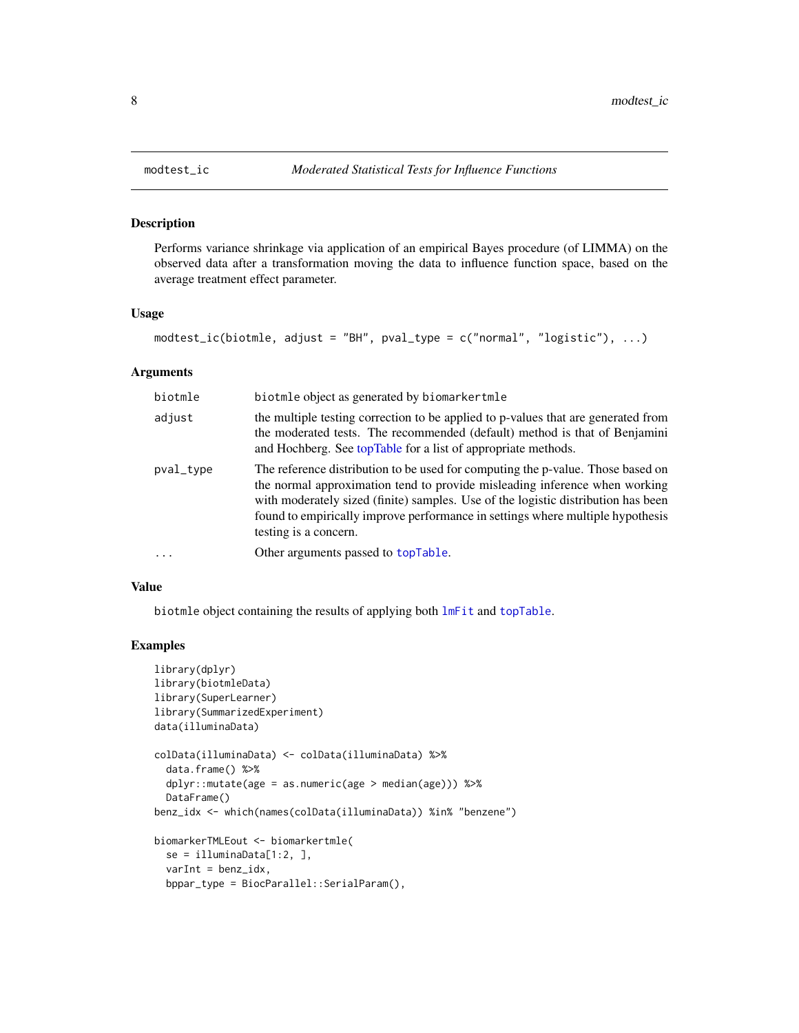## modtest_ic — *Moderated Statistical Tests for Influence Functions*

### Description

Performs variance shrinkage via application of an empirical Bayes procedure (of LIMMA) on the observed data after a transformation moving the data to influence function space, based on the average treatment effect parameter.

### Usage

```
modtest_ic(biotmle, adjust = "BH", pval_type = c("normal", "logistic"), ...)
```

### Arguments

| Argument | Description |
|---|---|
| `biotmle` | `biotmle` object as generated by `biomarkertmle` |
| `adjust` | the multiple testing correction to be applied to p-values that are generated from the moderated tests. The recommended (default) method is that of Benjamini and Hochberg. See topTable for a list of appropriate methods. |
| `pval_type` | The reference distribution to be used for computing the p-value. Those based on the normal approximation tend to provide misleading inference when working with moderately sized (finite) samples. Use of the logistic distribution has been found to empirically improve performance in settings where multiple hypothesis testing is a concern. |
| `...` | Other arguments passed to `topTable`. |

### Value

`biotmle` object containing the results of applying both `lmFit` and `topTable`.

### Examples

```
library(dplyr)
library(biotmleData)
library(SuperLearner)
library(SummarizedExperiment)
data(illuminaData)

colData(illuminaData) <- colData(illuminaData) %>%
  data.frame() %>%
  dplyr::mutate(age = as.numeric(age > median(age))) %>%
  DataFrame()
benz_idx <- which(names(colData(illuminaData)) %in% "benzene")

biomarkerTMLEout <- biomarkertmle(
  se = illuminaData[1:2, ],
  varInt = benz_idx,
  bppar_type = BiocParallel::SerialParam(),
```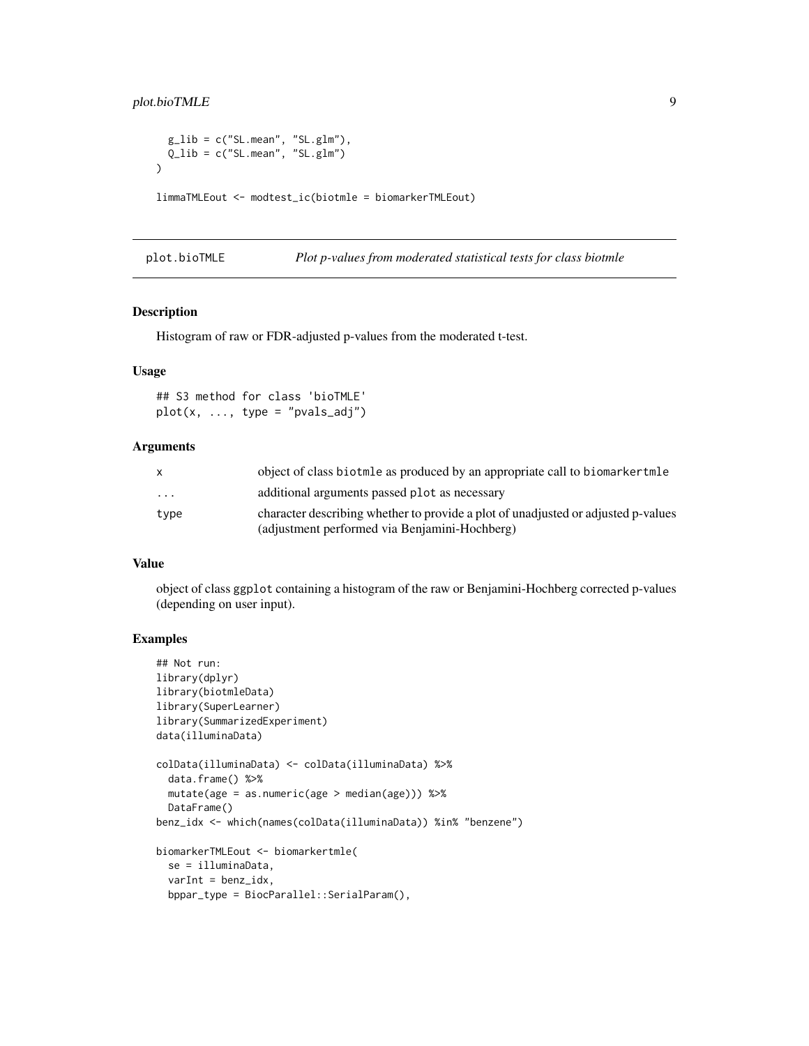```
  g_lib = c("SL.mean", "SL.glm"),
  Q_lib = c("SL.mean", "SL.glm")
)

limmaTMLEout <- modtest_ic(biotmle = biomarkerTMLEout)
```

## plot.bioTMLE — *Plot p-values from moderated statistical tests for class biotmle*

### Description

Histogram of raw or FDR-adjusted p-values from the moderated t-test.

### Usage

```
## S3 method for class 'bioTMLE'
plot(x, ..., type = "pvals_adj")
```

### Arguments

| | |
|---|---|
| `x` | object of class `biotmle` as produced by an appropriate call to `biomarkertmle` |
| `...` | additional arguments passed `plot` as necessary |
| `type` | character describing whether to provide a plot of unadjusted or adjusted p-values (adjustment performed via Benjamini-Hochberg) |

### Value

object of class `ggplot` containing a histogram of the raw or Benjamini-Hochberg corrected p-values (depending on user input).

### Examples

```
## Not run:
library(dplyr)
library(biotmleData)
library(SuperLearner)
library(SummarizedExperiment)
data(illuminaData)

colData(illuminaData) <- colData(illuminaData) %>%
  data.frame() %>%
  mutate(age = as.numeric(age > median(age))) %>%
  DataFrame()
benz_idx <- which(names(colData(illuminaData)) %in% "benzene")

biomarkerTMLEout <- biomarkertmle(
  se = illuminaData,
  varInt = benz_idx,
  bppar_type = BiocParallel::SerialParam(),
```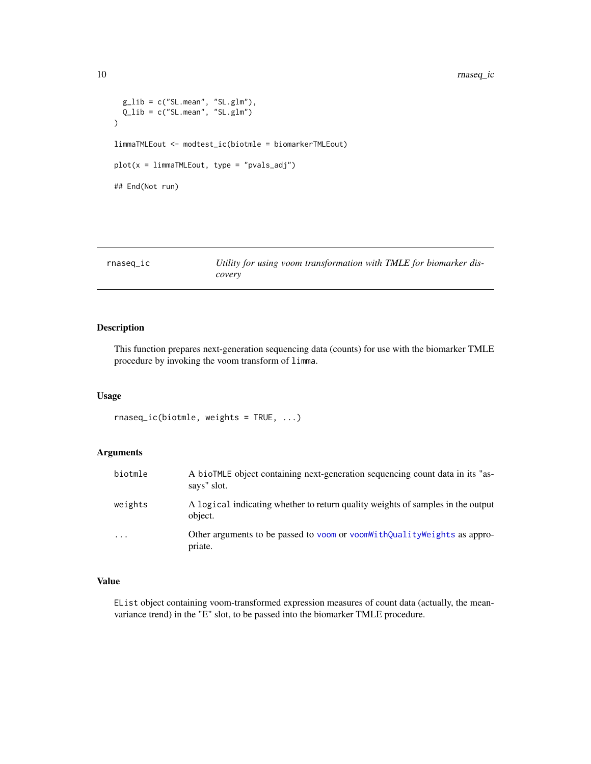```
  g_lib = c("SL.mean", "SL.glm"),
  Q_lib = c("SL.mean", "SL.glm")
)

limmaTMLEout <- modtest_ic(biotmle = biomarkerTMLEout)

plot(x = limmaTMLEout, type = "pvals_adj")

## End(Not run)
```

## rnaseq_ic — *Utility for using voom transformation with TMLE for biomarker discovery*

### Description

This function prepares next-generation sequencing data (counts) for use with the biomarker TMLE procedure by invoking the voom transform of `limma`.

### Usage

```
rnaseq_ic(biotmle, weights = TRUE, ...)
```

### Arguments

| | |
|---|---|
| `biotmle` | A `bioTMLE` object containing next-generation sequencing count data in its "assays" slot. |
| `weights` | A `logical` indicating whether to return quality weights of samples in the output object. |
| `...` | Other arguments to be passed to `voom` or `voomWithQualityWeights` as appropriate. |

### Value

`EList` object containing voom-transformed expression measures of count data (actually, the mean-variance trend) in the "E" slot, to be passed into the biomarker TMLE procedure.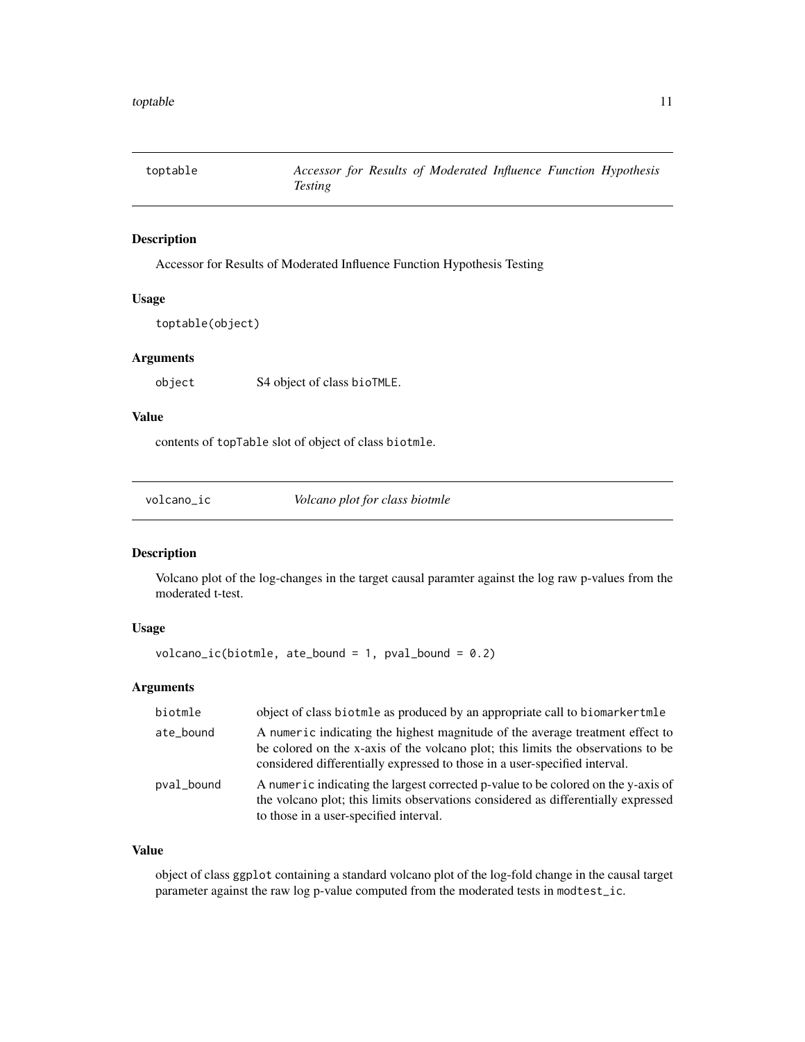## toptable — *Accessor for Results of Moderated Influence Function Hypothesis Testing*

### Description

Accessor for Results of Moderated Influence Function Hypothesis Testing

### Usage

```
toptable(object)
```

### Arguments

| | |
|---|---|
| object | S4 object of class bioTMLE. |

### Value

contents of topTable slot of object of class biotmle.

## volcano_ic — *Volcano plot for class biotmle*

### Description

Volcano plot of the log-changes in the target causal paramter against the log raw p-values from the moderated t-test.

### Usage

```
volcano_ic(biotmle, ate_bound = 1, pval_bound = 0.2)
```

### Arguments

| | |
|---|---|
| biotmle | object of class biotmle as produced by an appropriate call to biomarkertmle |
| ate_bound | A numeric indicating the highest magnitude of the average treatment effect to be colored on the x-axis of the volcano plot; this limits the observations to be considered differentially expressed to those in a user-specified interval. |
| pval_bound | A numeric indicating the largest corrected p-value to be colored on the y-axis of the volcano plot; this limits observations considered as differentially expressed to those in a user-specified interval. |

### Value

object of class ggplot containing a standard volcano plot of the log-fold change in the causal target parameter against the raw log p-value computed from the moderated tests in modtest_ic.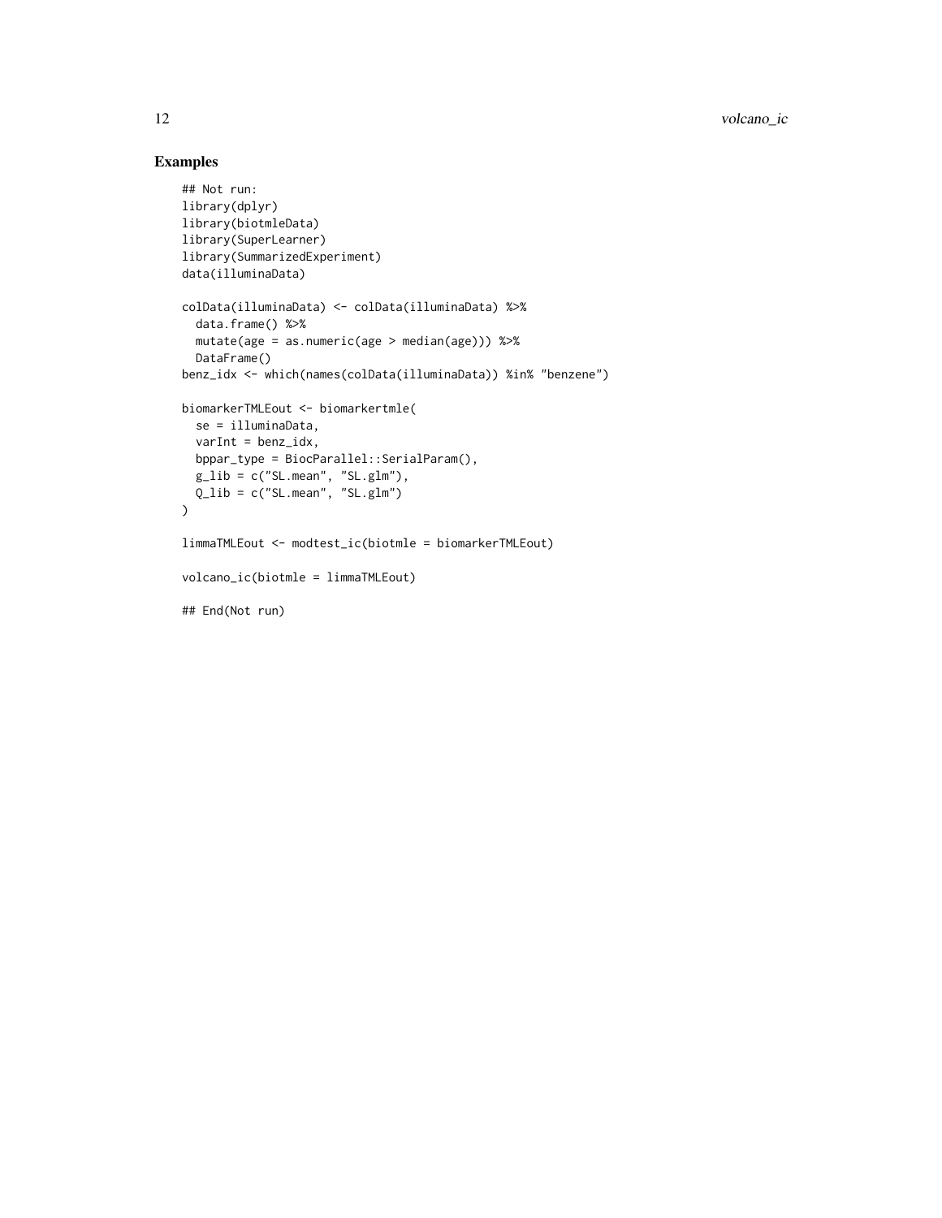## Examples

```
## Not run:
library(dplyr)
library(biotmleData)
library(SuperLearner)
library(SummarizedExperiment)
data(illuminaData)

colData(illuminaData) <- colData(illuminaData) %>%
  data.frame() %>%
  mutate(age = as.numeric(age > median(age))) %>%
  DataFrame()
benz_idx <- which(names(colData(illuminaData)) %in% "benzene")

biomarkerTMLEout <- biomarkertmle(
  se = illuminaData,
  varInt = benz_idx,
  bppar_type = BiocParallel::SerialParam(),
  g_lib = c("SL.mean", "SL.glm"),
  Q_lib = c("SL.mean", "SL.glm")
)

limmaTMLEout <- modtest_ic(biotmle = biomarkerTMLEout)

volcano_ic(biotmle = limmaTMLEout)

## End(Not run)
```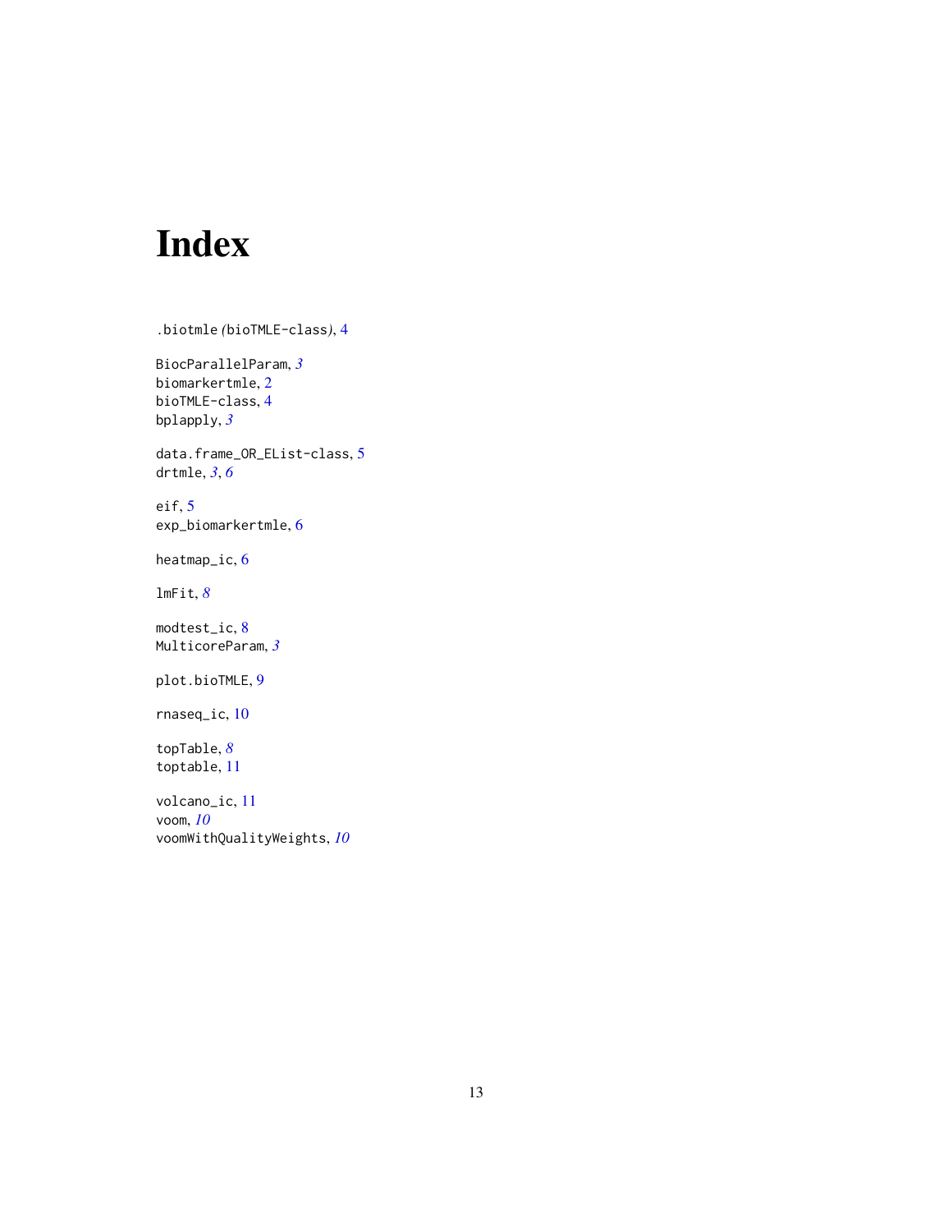# Index

.biotmle (bioTMLE-class), 4

BiocParallelParam, *3*
biomarkertmle, 2
bioTMLE-class, 4
bplapply, *3*

data.frame_OR_EList-class, 5
drtmle, *3*, *6*

eif, 5
exp_biomarkertmle, 6

heatmap_ic, 6

lmFit, *8*

modtest_ic, 8
MulticoreParam, *3*

plot.bioTMLE, 9

rnaseq_ic, 10

topTable, *8*
toptable, 11

volcano_ic, 11
voom, *10*
voomWithQualityWeights, *10*